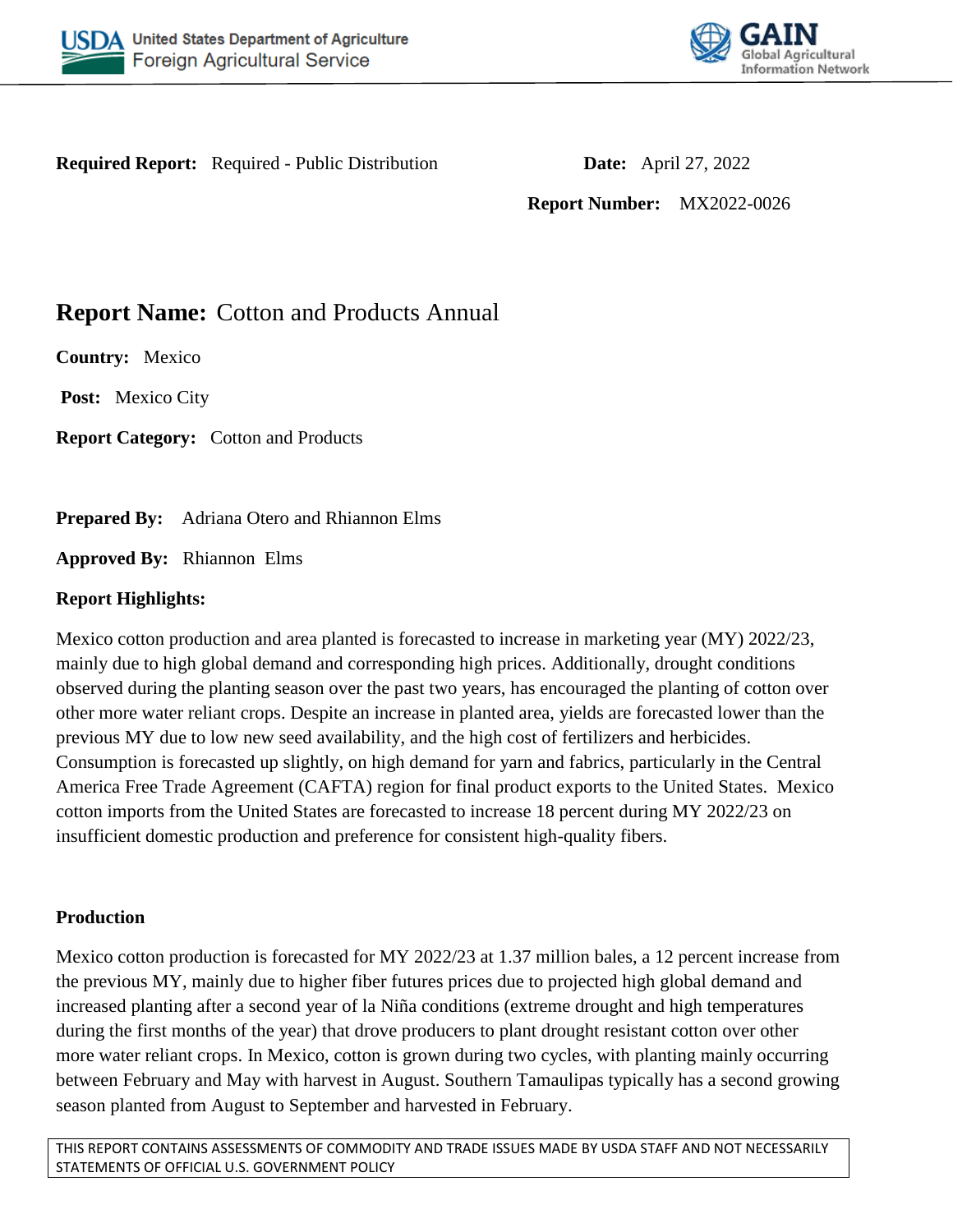**Required Report:** Required - Public Distribution

**Date:** April 27, 2022

**Report Number:** MX2022-0026

# Report Name: Cotton and Products Annual

**Country:** Mexico

**Post:** Mexico City

**Report Category:** Cotton and Products

**Prepared By:** Adriana Otero and Rhiannon Elms

**Approved By:** Rhiannon Elms

**Report Highlights:**

Mexico cotton production and area planted is forecasted to increase in marketing year (MY) 2022/23, mainly due to high global demand and corresponding high prices. Additionally, drought conditions observed during the planting season over the past two years, has encouraged the planting of cotton over other more water reliant crops. Despite an increase in planted area, yields are forecasted lower than the previous MY due to low new seed availability, and the high cost of fertilizers and herbicides. Consumption is forecasted up slightly, on high demand for yarn and fabrics, particularly in the Central America Free Trade Agreement (CAFTA) region for final product exports to the United States. Mexico cotton imports from the United States are forecasted to increase 18 percent during MY 2022/23 on insufficient domestic production and preference for consistent high-quality fibers.

## Production

Mexico cotton production is forecasted for MY 2022/23 at 1.37 million bales, a 12 percent increase from the previous MY, mainly due to higher fiber futures prices due to projected high global demand and increased planting after a second year of la Niña conditions (extreme drought and high temperatures during the first months of the year) that drove producers to plant drought resistant cotton over other more water reliant crops. In Mexico, cotton is grown during two cycles, with planting mainly occurring between February and May with harvest in August. Southern Tamaulipas typically has a second growing season planted from August to September and harvested in February.

THIS REPORT CONTAINS ASSESSMENTS OF COMMODITY AND TRADE ISSUES MADE BY USDA STAFF AND NOT NECESSARILY STATEMENTS OF OFFICIAL U.S. GOVERNMENT POLICY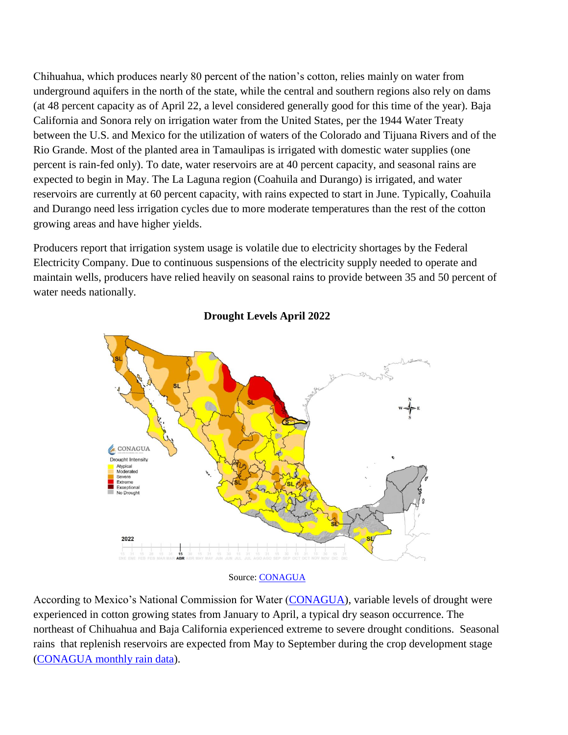Chihuahua, which produces nearly 80 percent of the nation's cotton, relies mainly on water from underground aquifers in the north of the state, while the central and southern regions also rely on dams (at 48 percent capacity as of April 22, a level considered generally good for this time of the year). Baja California and Sonora rely on irrigation water from the United States, per the 1944 Water Treaty between the U.S. and Mexico for the utilization of waters of the Colorado and Tijuana Rivers and of the Rio Grande. Most of the planted area in Tamaulipas is irrigated with domestic water supplies (one percent is rain-fed only). To date, water reservoirs are at 40 percent capacity, and seasonal rains are expected to begin in May. The La Laguna region (Coahuila and Durango) is irrigated, and water reservoirs are currently at 60 percent capacity, with rains expected to start in June. Typically, Coahuila and Durango need less irrigation cycles due to more moderate temperatures than the rest of the cotton growing areas and have higher yields.

Producers report that irrigation system usage is volatile due to electricity shortages by the Federal Electricity Company. Due to continuous suspensions of the electricity supply needed to operate and maintain wells, producers have relied heavily on seasonal rains to provide between 35 and 50 percent of water needs nationally.

**Drought Levels April 2022**

Source: CONAGUA

According to Mexico's National Commission for Water (CONAGUA), variable levels of drought were experienced in cotton growing states from January to April, a typical dry season occurrence. The northeast of Chihuahua and Baja California experienced extreme to severe drought conditions. Seasonal rains that replenish reservoirs are expected from May to September during the crop development stage (CONAGUA monthly rain data).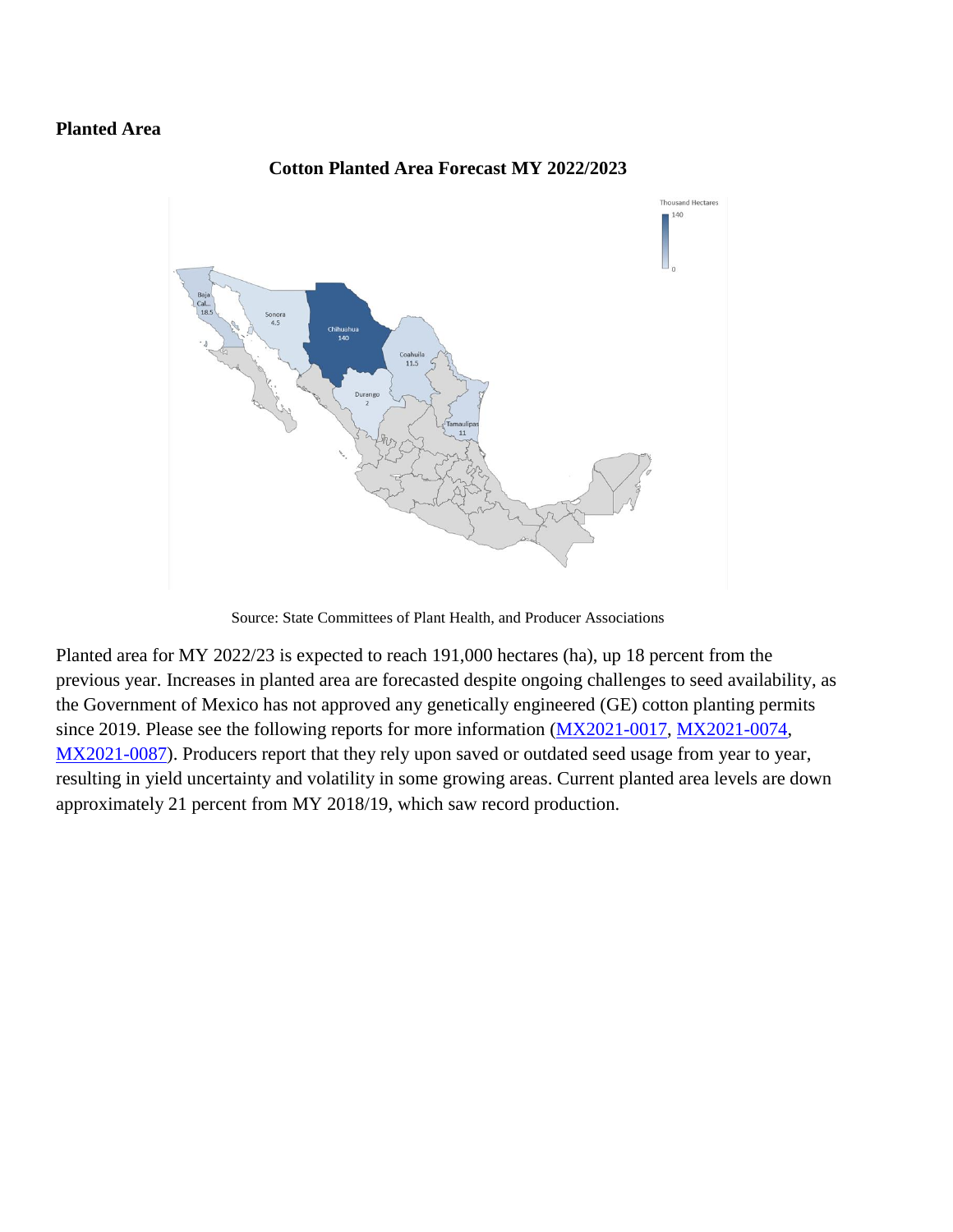**Planted Area**

**Cotton Planted Area Forecast MY 2022/2023**

Source: State Committees of Plant Health, and Producer Associations

Planted area for MY 2022/23 is expected to reach 191,000 hectares (ha), up 18 percent from the previous year. Increases in planted area are forecasted despite ongoing challenges to seed availability, as the Government of Mexico has not approved any genetically engineered (GE) cotton planting permits since 2019. Please see the following reports for more information (MX2021-0017, MX2021-0074, MX2021-0087). Producers report that they rely upon saved or outdated seed usage from year to year, resulting in yield uncertainty and volatility in some growing areas. Current planted area levels are down approximately 21 percent from MY 2018/19, which saw record production.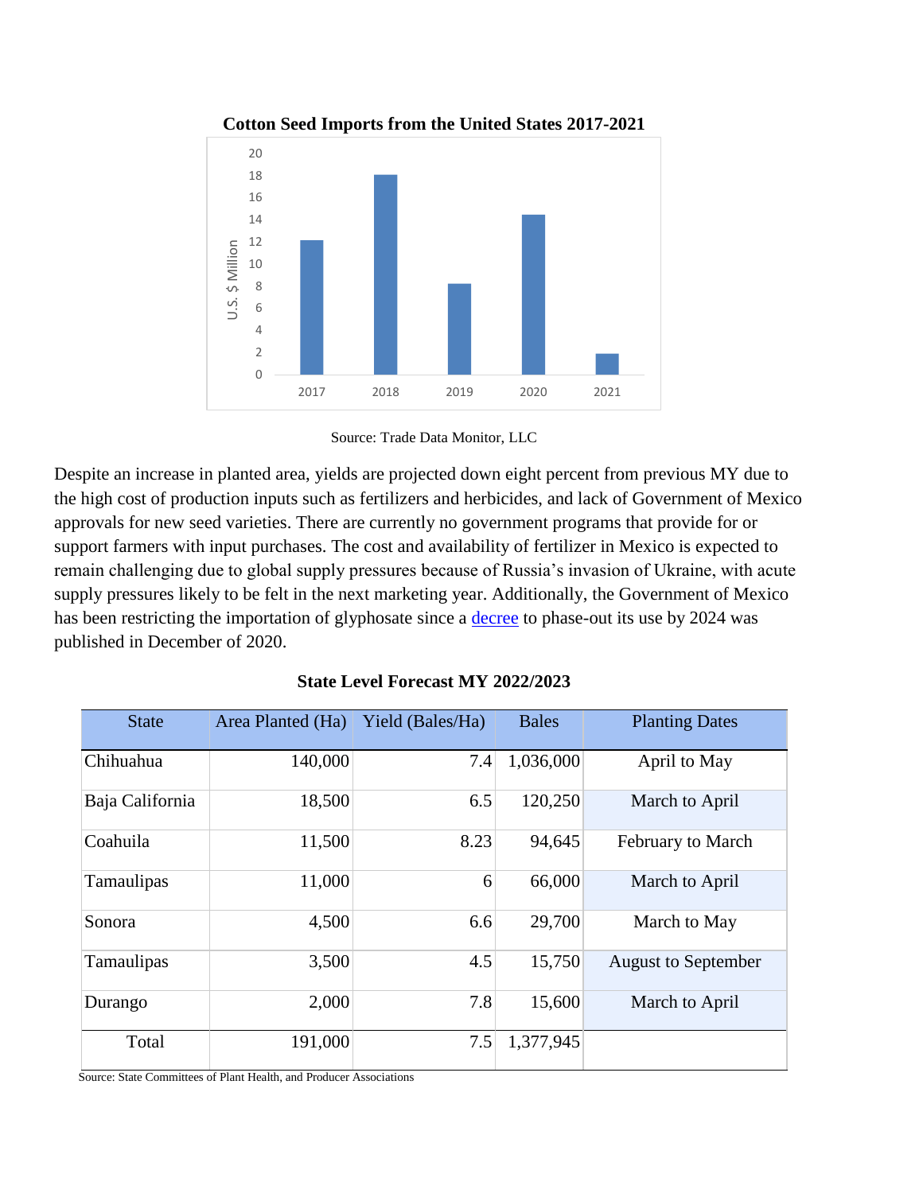**Cotton Seed Imports from the United States 2017-2021**

Source: Trade Data Monitor, LLC

Despite an increase in planted area, yields are projected down eight percent from previous MY due to the high cost of production inputs such as fertilizers and herbicides, and lack of Government of Mexico approvals for new seed varieties. There are currently no government programs that provide for or support farmers with input purchases. The cost and availability of fertilizer in Mexico is expected to remain challenging due to global supply pressures because of Russia's invasion of Ukraine, with acute supply pressures likely to be felt in the next marketing year. Additionally, the Government of Mexico has been restricting the importation of glyphosate since a [decree](#) to phase-out its use by 2024 was published in December of 2020.

**State Level Forecast MY 2022/2023**

| State | Area Planted (Ha) | Yield (Bales/Ha) | Bales | Planting Dates |
|---|---|---|---|---|
| Chihuahua | 140,000 | 7.4 | 1,036,000 | April to May |
| Baja California | 18,500 | 6.5 | 120,250 | March to April |
| Coahuila | 11,500 | 8.23 | 94,645 | February to March |
| Tamaulipas | 11,000 | 6 | 66,000 | March to April |
| Sonora | 4,500 | 6.6 | 29,700 | March to May |
| Tamaulipas | 3,500 | 4.5 | 15,750 | August to September |
| Durango | 2,000 | 7.8 | 15,600 | March to April |
| Total | 191,000 | 7.5 | 1,377,945 | |

Source: State Committees of Plant Health, and Producer Associations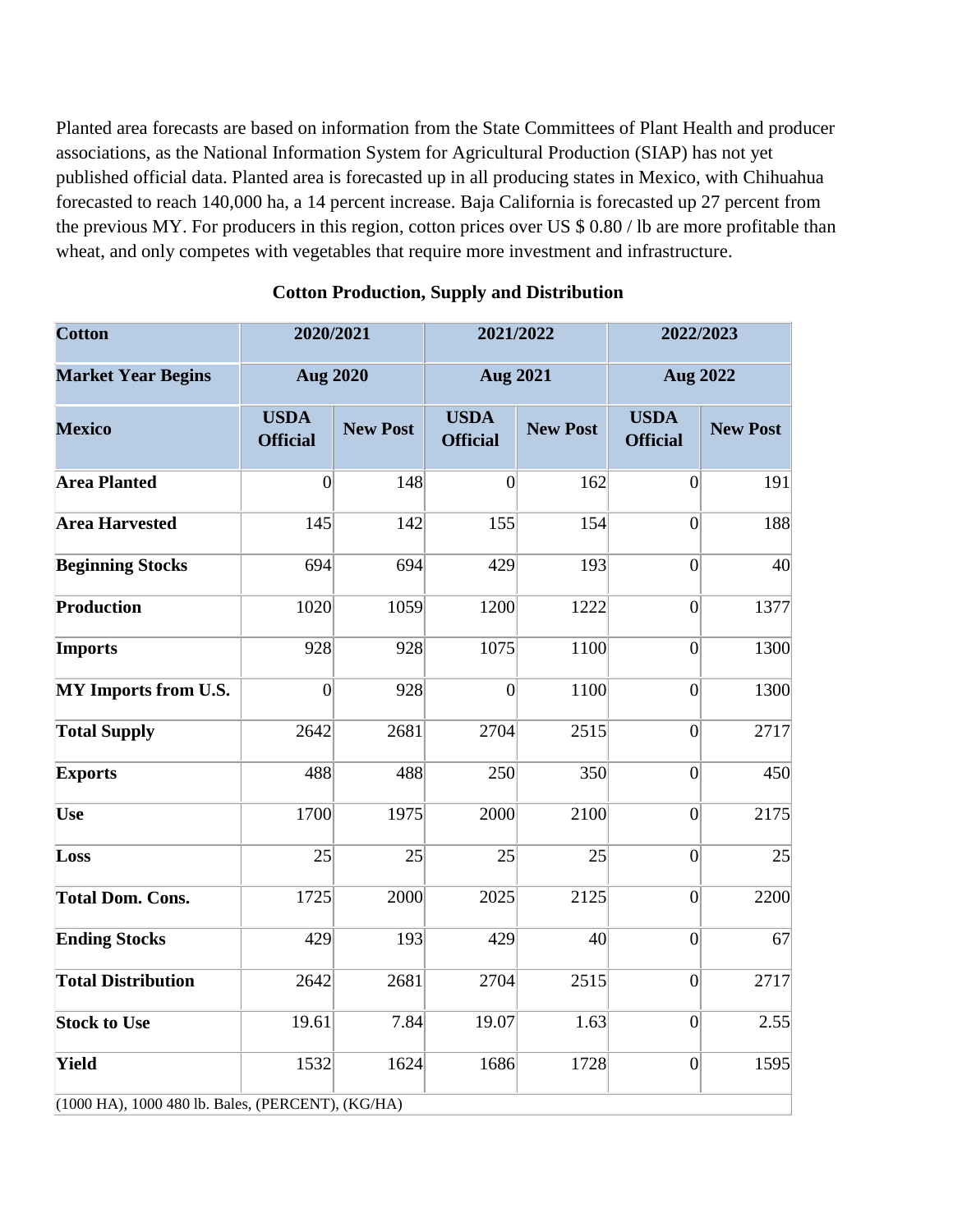Planted area forecasts are based on information from the State Committees of Plant Health and producer associations, as the National Information System for Agricultural Production (SIAP) has not yet published official data. Planted area is forecasted up in all producing states in Mexico, with Chihuahua forecasted to reach 140,000 ha, a 14 percent increase. Baja California is forecasted up 27 percent from the previous MY. For producers in this region, cotton prices over US $ 0.80 / lb are more profitable than wheat, and only competes with vegetables that require more investment and infrastructure.

**Cotton Production, Supply and Distribution**

| Cotton | 2020/2021 | | 2021/2022 | | 2022/2023 | |
|---|---|---|---|---|---|---|
| Market Year Begins | Aug 2020 | | Aug 2021 | | Aug 2022 | |
| Mexico | USDA Official | New Post | USDA Official | New Post | USDA Official | New Post |
| Area Planted | 0 | 148 | 0 | 162 | 0 | 191 |
| Area Harvested | 145 | 142 | 155 | 154 | 0 | 188 |
| Beginning Stocks | 694 | 694 | 429 | 193 | 0 | 40 |
| Production | 1020 | 1059 | 1200 | 1222 | 0 | 1377 |
| Imports | 928 | 928 | 1075 | 1100 | 0 | 1300 |
| MY Imports from U.S. | 0 | 928 | 0 | 1100 | 0 | 1300 |
| Total Supply | 2642 | 2681 | 2704 | 2515 | 0 | 2717 |
| Exports | 488 | 488 | 250 | 350 | 0 | 450 |
| Use | 1700 | 1975 | 2000 | 2100 | 0 | 2175 |
| Loss | 25 | 25 | 25 | 25 | 0 | 25 |
| Total Dom. Cons. | 1725 | 2000 | 2025 | 2125 | 0 | 2200 |
| Ending Stocks | 429 | 193 | 429 | 40 | 0 | 67 |
| Total Distribution | 2642 | 2681 | 2704 | 2515 | 0 | 2717 |
| Stock to Use | 19.61 | 7.84 | 19.07 | 1.63 | 0 | 2.55 |
| Yield | 1532 | 1624 | 1686 | 1728 | 0 | 1595 |
| (1000 HA), 1000 480 lb. Bales, (PERCENT), (KG/HA) | | | | | | |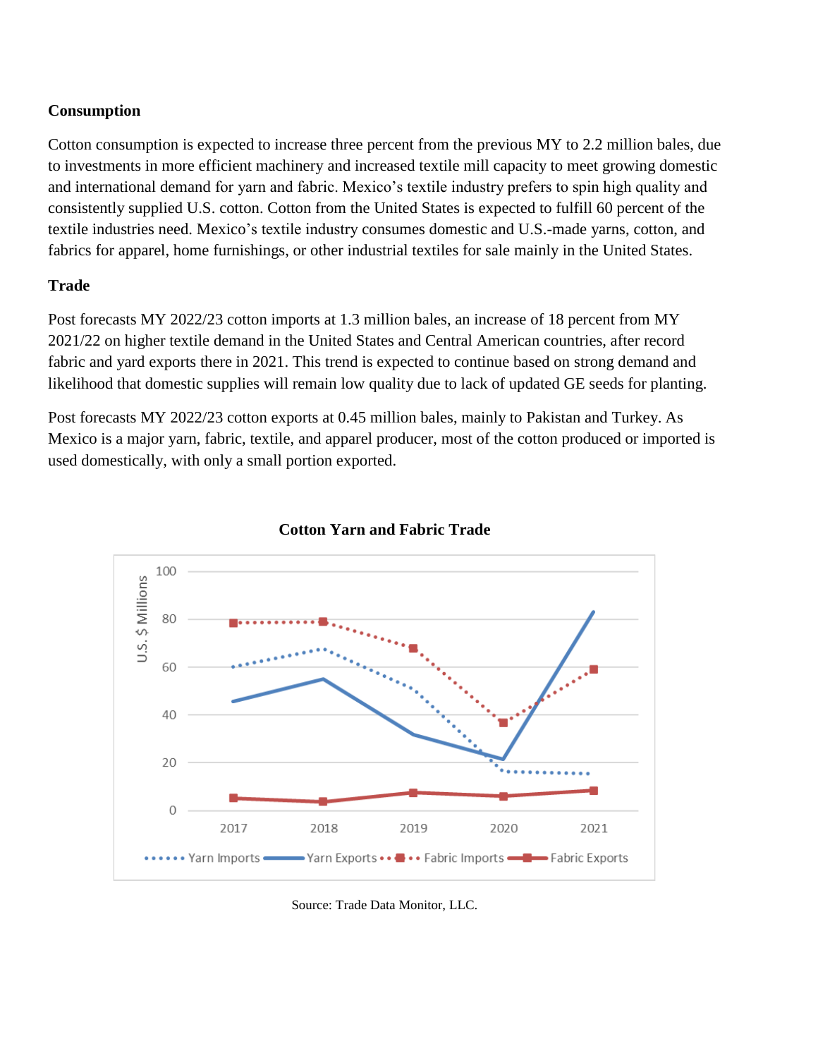**Consumption**

Cotton consumption is expected to increase three percent from the previous MY to 2.2 million bales, due to investments in more efficient machinery and increased textile mill capacity to meet growing domestic and international demand for yarn and fabric. Mexico's textile industry prefers to spin high quality and consistently supplied U.S. cotton. Cotton from the United States is expected to fulfill 60 percent of the textile industries need. Mexico's textile industry consumes domestic and U.S.-made yarns, cotton, and fabrics for apparel, home furnishings, or other industrial textiles for sale mainly in the United States.

**Trade**

Post forecasts MY 2022/23 cotton imports at 1.3 million bales, an increase of 18 percent from MY 2021/22 on higher textile demand in the United States and Central American countries, after record fabric and yard exports there in 2021. This trend is expected to continue based on strong demand and likelihood that domestic supplies will remain low quality due to lack of updated GE seeds for planting.

Post forecasts MY 2022/23 cotton exports at 0.45 million bales, mainly to Pakistan and Turkey. As Mexico is a major yarn, fabric, textile, and apparel producer, most of the cotton produced or imported is used domestically, with only a small portion exported.

**Cotton Yarn and Fabric Trade**

Source: Trade Data Monitor, LLC.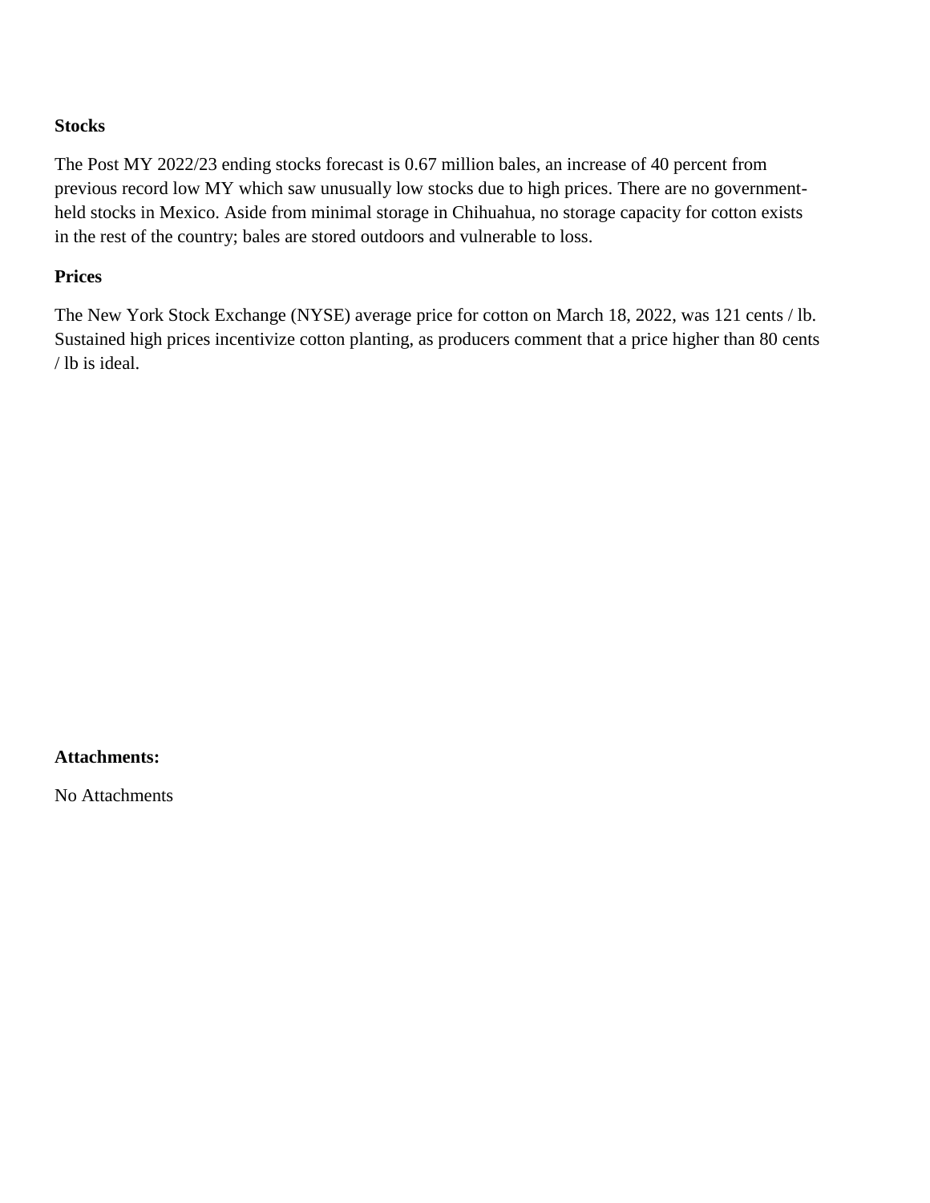### Stocks

The Post MY 2022/23 ending stocks forecast is 0.67 million bales, an increase of 40 percent from previous record low MY which saw unusually low stocks due to high prices. There are no government-held stocks in Mexico. Aside from minimal storage in Chihuahua, no storage capacity for cotton exists in the rest of the country; bales are stored outdoors and vulnerable to loss.

### Prices

The New York Stock Exchange (NYSE) average price for cotton on March 18, 2022, was 121 cents / lb. Sustained high prices incentivize cotton planting, as producers comment that a price higher than 80 cents / lb is ideal.

**Attachments:**

No Attachments